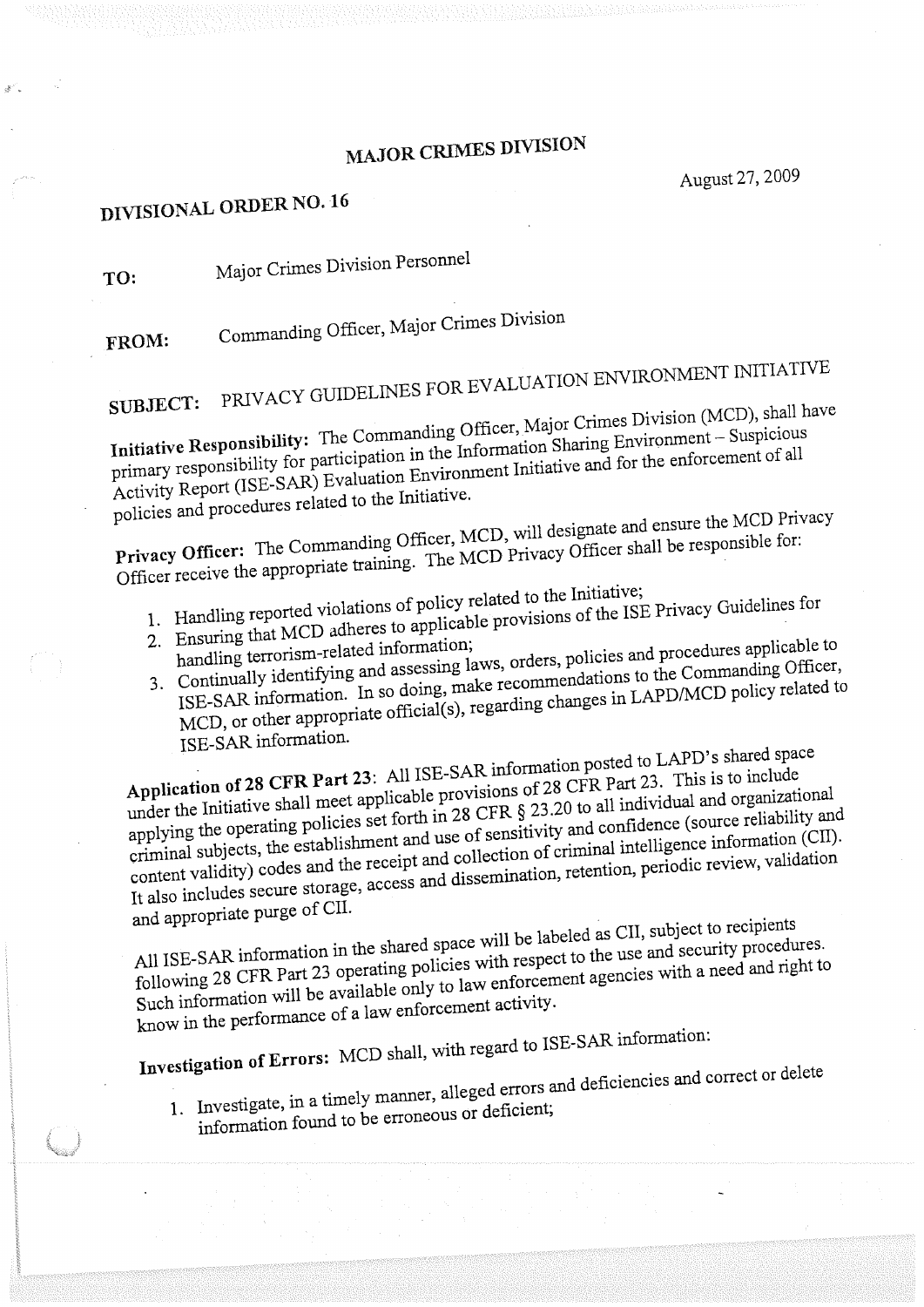# MAJOR CRIMES DIVISION

August 27, 2009

## DIVISIONAL ORDER NO. 16

**TO:** Major Crimes Division Personnel

**FROM:** Commanding Officer, Major Crimes Division

**SUBJECT:** PRIVACY GUIDELINES FOR EVALUATION ENVIRONMENT INITIATIVE

**Initiative Responsibility:** The Commanding Officer, Major Crimes Division (MCD), shall have primary responsibility for participation in the Information Sharing Environment – Suspicious Activity Report (ISE-SAR) Evaluation Environment Initiative and for the enforcement of all policies and procedures related to the Initiative.

**Privacy Officer:** The Commanding Officer, MCD, will designate and ensure the MCD Privacy Officer receive the appropriate training. The MCD Privacy Officer shall be responsible for:

1. Handling reported violations of policy related to the Initiative;
2. Ensuring that MCD adheres to applicable provisions of the ISE Privacy Guidelines for handling terrorism-related information;
3. Continually identifying and assessing laws, orders, policies and procedures applicable to ISE-SAR information. In so doing, make recommendations to the Commanding Officer, MCD, or other appropriate official(s), regarding changes in LAPD/MCD policy related to ISE-SAR information.

**Application of 28 CFR Part 23:** All ISE-SAR information posted to LAPD's shared space under the Initiative shall meet applicable provisions of 28 CFR Part 23. This is to include applying the operating policies set forth in 28 CFR § 23.20 to all individual and organizational criminal subjects, the establishment and use of sensitivity and confidence (source reliability and content validity) codes and the receipt and collection of criminal intelligence information (CII). It also includes secure storage, access and dissemination, retention, periodic review, validation and appropriate purge of CII.

All ISE-SAR information in the shared space will be labeled as CII, subject to recipients following 28 CFR Part 23 operating policies with respect to the use and security procedures. Such information will be available only to law enforcement agencies with a need and right to know in the performance of a law enforcement activity.

**Investigation of Errors:** MCD shall, with regard to ISE-SAR information:

1. Investigate, in a timely manner, alleged errors and deficiencies and correct or delete information found to be erroneous or deficient;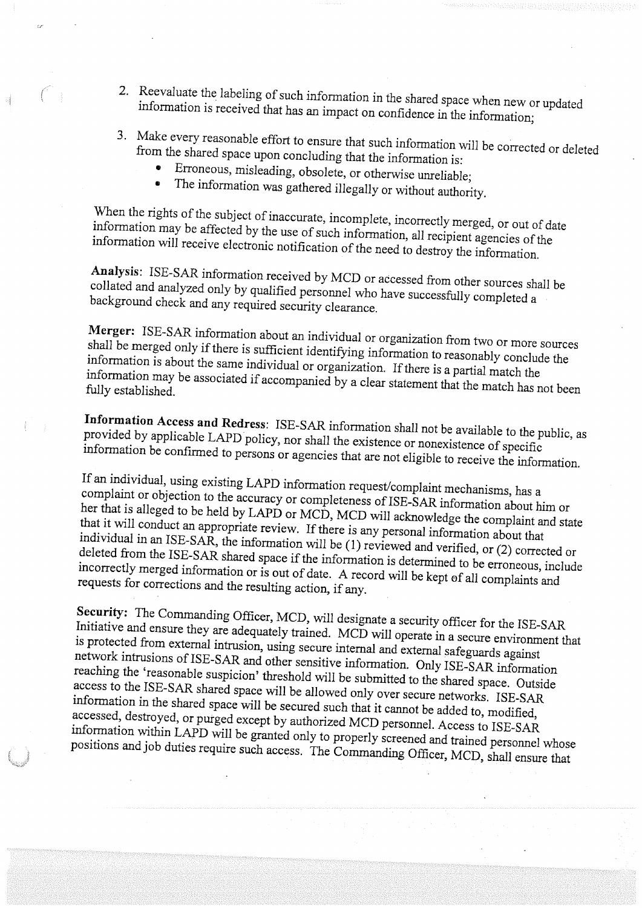2. Reevaluate the labeling of such information in the shared space when new or updated information is received that has an impact on confidence in the information;

3. Make every reasonable effort to ensure that such information will be corrected or deleted from the shared space upon concluding that the information is:
   - Erroneous, misleading, obsolete, or otherwise unreliable;
   - The information was gathered illegally or without authority.

When the rights of the subject of inaccurate, incomplete, incorrectly merged, or out of date information may be affected by the use of such information, all recipient agencies of the information will receive electronic notification of the need to destroy the information.

**Analysis**: ISE-SAR information received by MCD or accessed from other sources shall be collated and analyzed only by qualified personnel who have successfully completed a background check and any required security clearance.

**Merger:** ISE-SAR information about an individual or organization from two or more sources shall be merged only if there is sufficient identifying information to reasonably conclude the information is about the same individual or organization. If there is a partial match the information may be associated if accompanied by a clear statement that the match has not been fully established.

**Information Access and Redress**: ISE-SAR information shall not be available to the public, as provided by applicable LAPD policy, nor shall the existence or nonexistence of specific information be confirmed to persons or agencies that are not eligible to receive the information.

If an individual, using existing LAPD information request/complaint mechanisms, has a complaint or objection to the accuracy or completeness of ISE-SAR information about him or her that is alleged to be held by LAPD or MCD, MCD will acknowledge the complaint and state that it will conduct an appropriate review. If there is any personal information about that individual in an ISE-SAR, the information will be (1) reviewed and verified, or (2) corrected or deleted from the ISE-SAR shared space if the information is determined to be erroneous, include incorrectly merged information or is out of date. A record will be kept of all complaints and requests for corrections and the resulting action, if any.

**Security:** The Commanding Officer, MCD, will designate a security officer for the ISE-SAR Initiative and ensure they are adequately trained. MCD will operate in a secure environment that is protected from external intrusion, using secure internal and external safeguards against network intrusions of ISE-SAR and other sensitive information. Only ISE-SAR information reaching the 'reasonable suspicion' threshold will be submitted to the shared space. Outside access to the ISE-SAR shared space will be allowed only over secure networks. ISE-SAR information in the shared space will be secured such that it cannot be added to, modified, accessed, destroyed, or purged except by authorized MCD personnel. Access to ISE-SAR information within LAPD will be granted only to properly screened and trained personnel whose positions and job duties require such access. The Commanding Officer, MCD, shall ensure that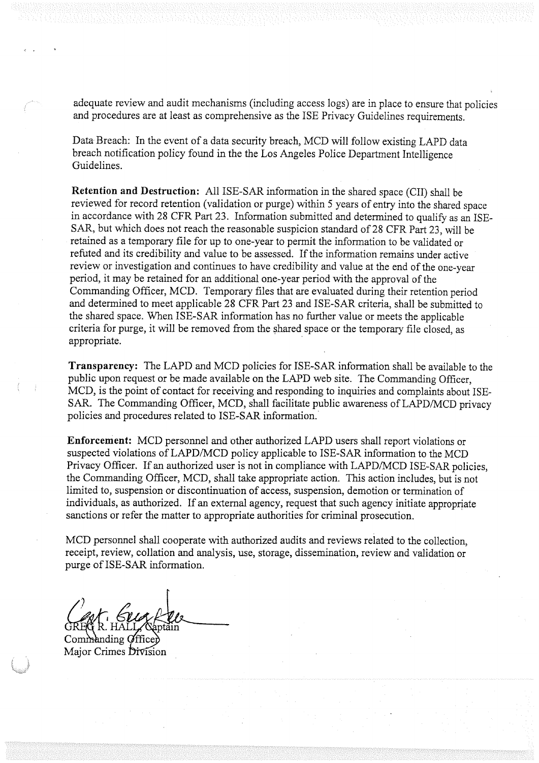adequate review and audit mechanisms (including access logs) are in place to ensure that policies and procedures are at least as comprehensive as the ISE Privacy Guidelines requirements.

Data Breach: In the event of a data security breach, MCD will follow existing LAPD data breach notification policy found in the the Los Angeles Police Department Intelligence Guidelines.

**Retention and Destruction:** All ISE-SAR information in the shared space (CII) shall be reviewed for record retention (validation or purge) within 5 years of entry into the shared space in accordance with 28 CFR Part 23. Information submitted and determined to qualify as an ISE-SAR, but which does not reach the reasonable suspicion standard of 28 CFR Part 23, will be retained as a temporary file for up to one-year to permit the information to be validated or refuted and its credibility and value to be assessed. If the information remains under active review or investigation and continues to have credibility and value at the end of the one-year period, it may be retained for an additional one-year period with the approval of the Commanding Officer, MCD. Temporary files that are evaluated during their retention period and determined to meet applicable 28 CFR Part 23 and ISE-SAR criteria, shall be submitted to the shared space. When ISE-SAR information has no further value or meets the applicable criteria for purge, it will be removed from the shared space or the temporary file closed, as appropriate.

**Transparency:** The LAPD and MCD policies for ISE-SAR information shall be available to the public upon request or be made available on the LAPD web site. The Commanding Officer, MCD, is the point of contact for receiving and responding to inquiries and complaints about ISE-SAR. The Commanding Officer, MCD, shall facilitate public awareness of LAPD/MCD privacy policies and procedures related to ISE-SAR information.

**Enforcement:** MCD personnel and other authorized LAPD users shall report violations or suspected violations of LAPD/MCD policy applicable to ISE-SAR information to the MCD Privacy Officer. If an authorized user is not in compliance with LAPD/MCD ISE-SAR policies, the Commanding Officer, MCD, shall take appropriate action. This action includes, but is not limited to, suspension or discontinuation of access, suspension, demotion or termination of individuals, as authorized. If an external agency, request that such agency initiate appropriate sanctions or refer the matter to appropriate authorities for criminal prosecution.

MCD personnel shall cooperate with authorized audits and reviews related to the collection, receipt, review, collation and analysis, use, storage, dissemination, review and validation or purge of ISE-SAR information.

GREG R. HALL, Captain
Commanding Officer
Major Crimes Division